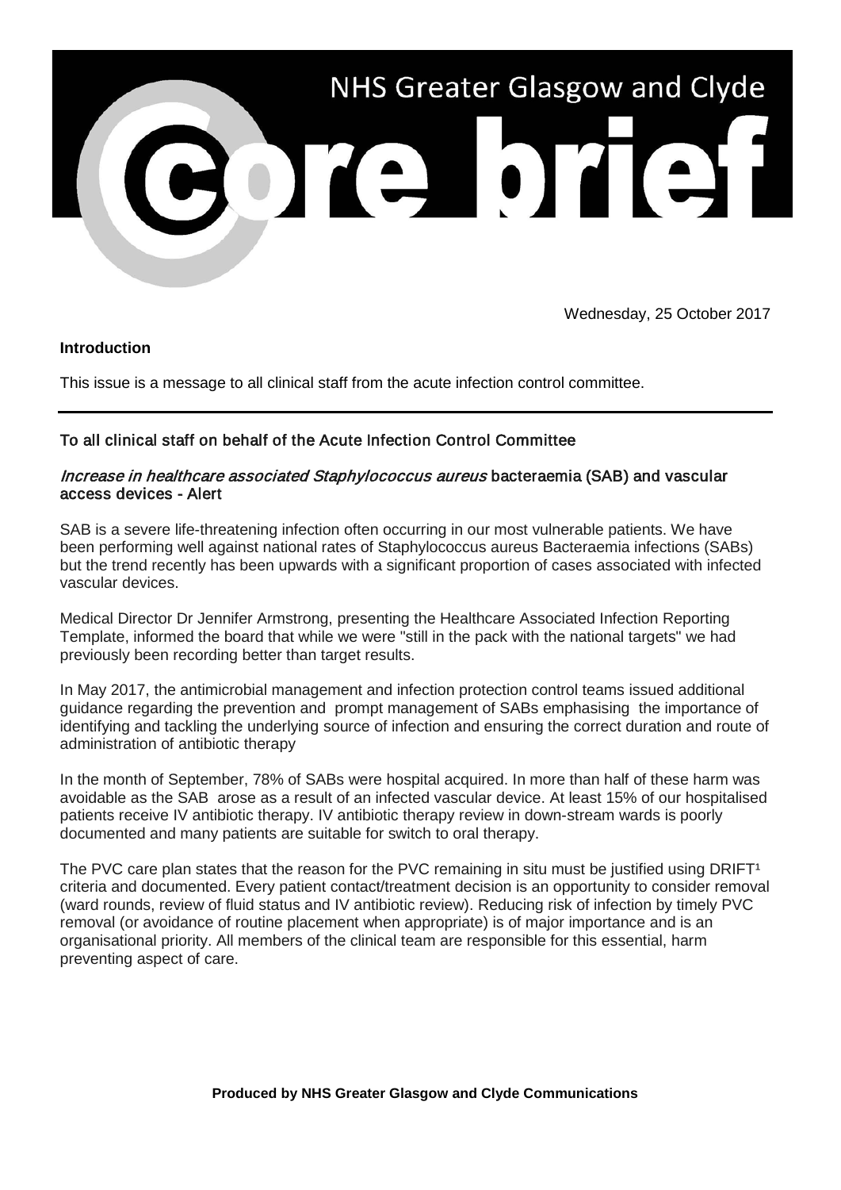# NHS Greater Glasgow and Clyde

# core brief

Wednesday, 25 October 2017

**Introduction**

This issue is a message to all clinical staff from the acute infection control committee.

---

## To all clinical staff on behalf of the Acute Infection Control Committee

### *Increase in healthcare associated Staphylococcus aureus* bacteraemia (SAB) and vascular access devices - Alert

SAB is a severe life-threatening infection often occurring in our most vulnerable patients. We have been performing well against national rates of Staphylococcus aureus Bacteraemia infections (SABs) but the trend recently has been upwards with a significant proportion of cases associated with infected vascular devices.

Medical Director Dr Jennifer Armstrong, presenting the Healthcare Associated Infection Reporting Template, informed the board that while we were "still in the pack with the national targets" we had previously been recording better than target results.

In May 2017, the antimicrobial management and infection protection control teams issued additional guidance regarding the prevention and prompt management of SABs emphasising the importance of identifying and tackling the underlying source of infection and ensuring the correct duration and route of administration of antibiotic therapy

In the month of September, 78% of SABs were hospital acquired. In more than half of these harm was avoidable as the SAB arose as a result of an infected vascular device. At least 15% of our hospitalised patients receive IV antibiotic therapy. IV antibiotic therapy review in down-stream wards is poorly documented and many patients are suitable for switch to oral therapy.

The PVC care plan states that the reason for the PVC remaining in situ must be justified using DRIFT[1] criteria and documented. Every patient contact/treatment decision is an opportunity to consider removal (ward rounds, review of fluid status and IV antibiotic review). Reducing risk of infection by timely PVC removal (or avoidance of routine placement when appropriate) is of major importance and is an organisational priority. All members of the clinical team are responsible for this essential, harm preventing aspect of care.

**Produced by NHS Greater Glasgow and Clyde Communications**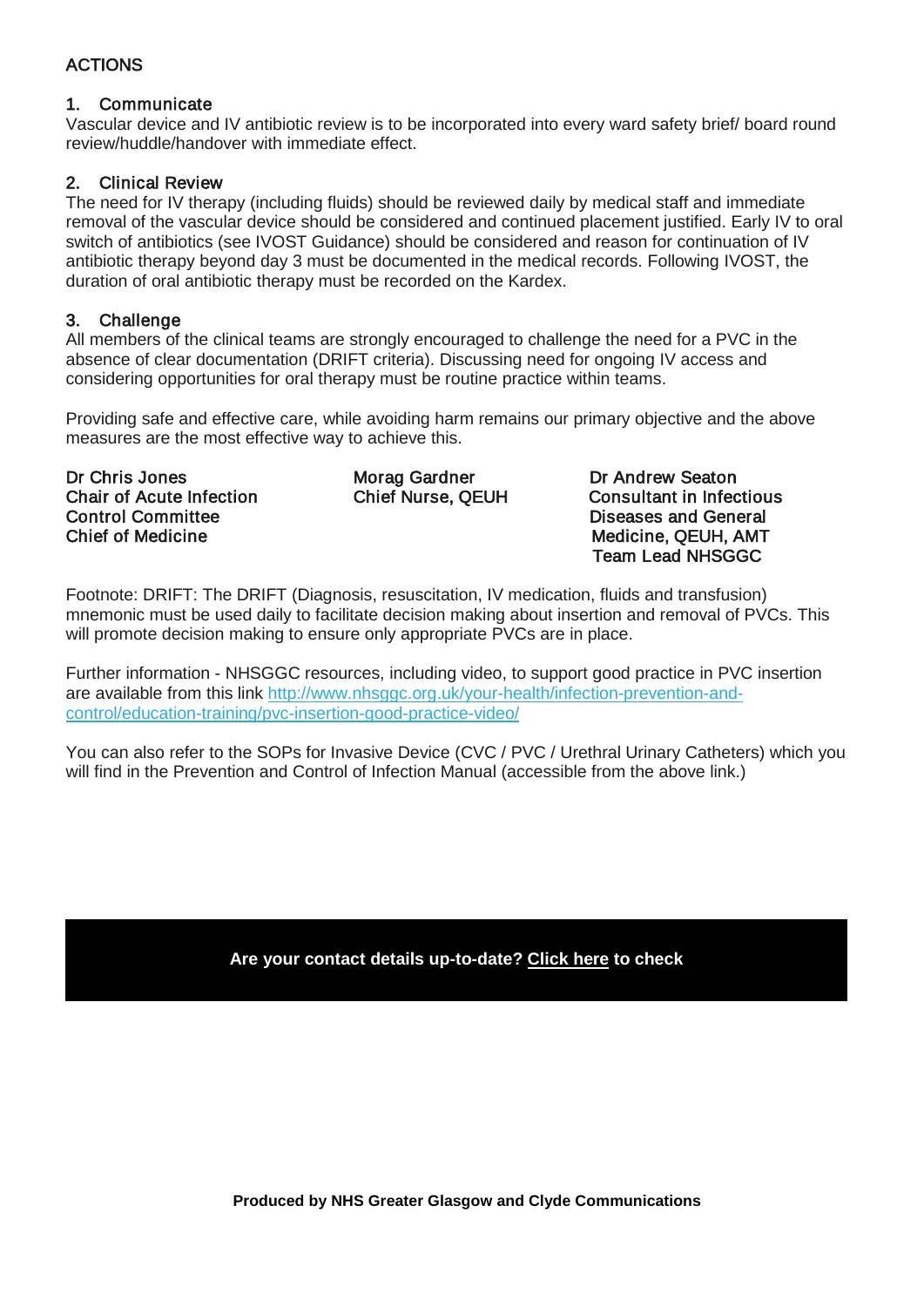## ACTIONS

### 1. Communicate

Vascular device and IV antibiotic review is to be incorporated into every ward safety brief/ board round review/huddle/handover with immediate effect.

### 2. Clinical Review

The need for IV therapy (including fluids) should be reviewed daily by medical staff and immediate removal of the vascular device should be considered and continued placement justified. Early IV to oral switch of antibiotics (see IVOST Guidance) should be considered and reason for continuation of IV antibiotic therapy beyond day 3 must be documented in the medical records. Following IVOST, the duration of oral antibiotic therapy must be recorded on the Kardex.

### 3. Challenge

All members of the clinical teams are strongly encouraged to challenge the need for a PVC in the absence of clear documentation (DRIFT criteria). Discussing need for ongoing IV access and considering opportunities for oral therapy must be routine practice within teams.

Providing safe and effective care, while avoiding harm remains our primary objective and the above measures are the most effective way to achieve this.

Dr Chris Jones
Chair of Acute Infection Control Committee
Chief of Medicine

Morag Gardner
Chief Nurse, QEUH

Dr Andrew Seaton
Consultant in Infectious Diseases and General Medicine, QEUH, AMT Team Lead NHSGGC

Footnote: DRIFT: The DRIFT (Diagnosis, resuscitation, IV medication, fluids and transfusion) mnemonic must be used daily to facilitate decision making about insertion and removal of PVCs. This will promote decision making to ensure only appropriate PVCs are in place.

Further information - NHSGGC resources, including video, to support good practice in PVC insertion are available from this link http://www.nhsggc.org.uk/your-health/infection-prevention-and-control/education-training/pvc-insertion-good-practice-video/

You can also refer to the SOPs for Invasive Device (CVC / PVC / Urethral Urinary Catheters) which you will find in the Prevention and Control of Infection Manual (accessible from the above link.)

**Are your contact details up-to-date? Click here to check**

**Produced by NHS Greater Glasgow and Clyde Communications**